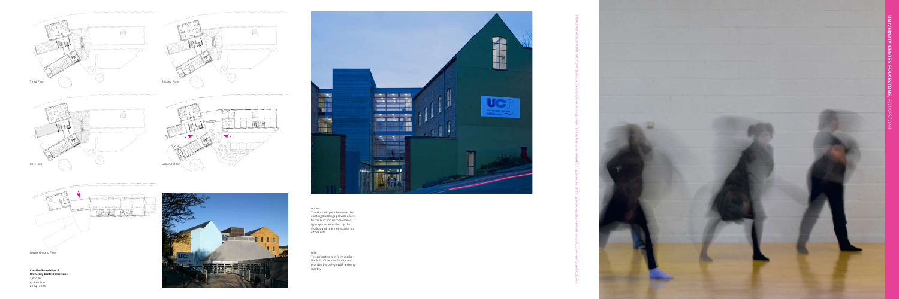# UNIVERSITY CENTRE FOLKESTONE, FOLKESTONE

Third Floor

Second Floor

First Floor

Ground Floor

Lower Ground Floor

**Creative Foundation & University Centre Folkestone**
2,800 m²
£3.6 million
2004 - 2008

Above:
The slots of space between the existing buildings provide access to the hub and become mews type spaces animated by the studios and teaching spaces on either side.

Left:
The distinctive roof form marks the hub of the new faculty and provides the college with a strong identity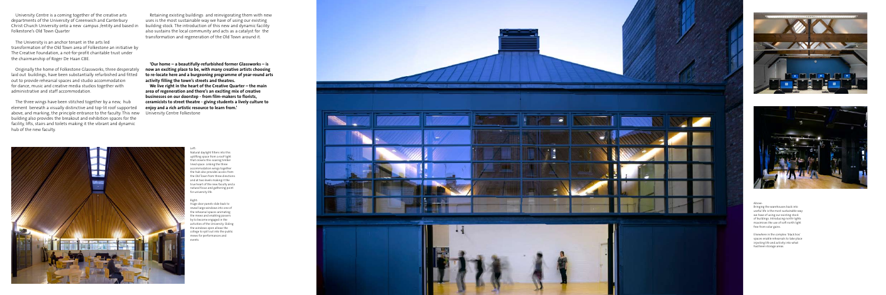University Centre is a coming together of the creative arts departments of the University of Greenwich and Canterbury Christ Church University onto a new campus /entity and based in Folkestone's Old Town Quarter

The University is an anchor tenant in the arts led transformation of the Old Town area of Folkestone an initiative by The Creative Foundation, a not-for-profit charitable trust under the chairmanship of Roger De Haan CBE.

Originally the home of Folkestone Glassworks, three desperately laid out buildings, have been substantially refurbished and fitted out to provide rehearsal spaces and studio accommodation for dance, music and creative media studios together with administrative and staff accommodation.

The three wings have been stitched together by a new, hub element beneath a visually distinctive and top-lit roof supported above, and marking, the principle entrance to the faculty. This new building also provides the breakout and exhibition spaces for the facility, lifts, stairs and toilets making it the vibrant and dynamic hub of the new faculty.

Retaining existing buildings and reinvigorating them with new uses is the most sustainable way we have of using our existing building stock. The introduction of this new and dynamic facility also sustains the local community and acts as a catalyst for the transformation and regeneration of the Old Town around it.

**'Our home – a beautifully-refurbished former Glassworks – is now an exciting place to be, with many creative artists choosing to re-locate here and a burgeoning programme of year-round arts activity filling the town's streets and theatres.**
**We live right in the heart of the Creative Quarter – the main area of regeneration and there's an exciting mix of creative businesses on our doorstep - from film-makers to florists, ceramicists to street theatre - giving students a lively culture to enjoy and a rich artistic resource to learn from.'**
University Centre Folkestone

Left:
Natural daylight filters into this uplifting space from a roof light that crowns this soaring timber lined space. Linking the three accommodation wings together the hub also provides access from the Old Town from three directions and at two levels making it the true heart of the new faculty and a natural focus and gathering point for university life.

Right:
Huge door panels slide back to reveal large windows into one of the rehearsal spaces animating the mews and enabling passers by to become engaged in the activities of the University. Sliding the windows open allows the college to spill out into the public mews for performances and events.

Above:
Bringing the warehouses back into useful life is the most sustainable way we have of using our existing stock of buildings. Introducing north lights maximises the use of soft north light free from solar gains.

Elsewhere in the complex 'black box' spaces enable rehearsals to take place injecting life and activity into what had been storage areas.